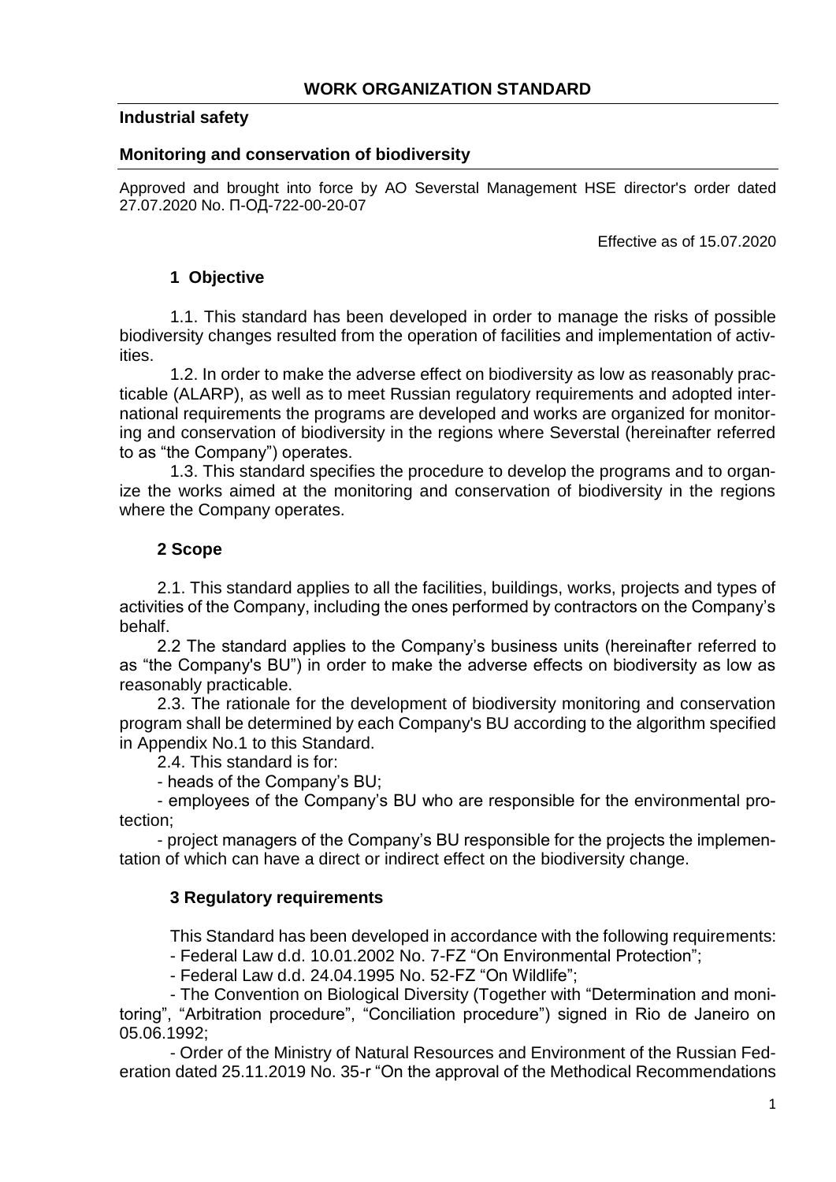# WORK ORGANIZATION STANDARD

**Industrial safety**

**Monitoring and conservation of biodiversity**

Approved and brought into force by AO Severstal Management HSE director's order dated 27.07.2020 No. П-ОД-722-00-20-07

Effective as of 15.07.2020

## 1 Objective

1.1. This standard has been developed in order to manage the risks of possible biodiversity changes resulted from the operation of facilities and implementation of activities.

1.2. In order to make the adverse effect on biodiversity as low as reasonably practicable (ALARP), as well as to meet Russian regulatory requirements and adopted international requirements the programs are developed and works are organized for monitoring and conservation of biodiversity in the regions where Severstal (hereinafter referred to as "the Company") operates.

1.3. This standard specifies the procedure to develop the programs and to organize the works aimed at the monitoring and conservation of biodiversity in the regions where the Company operates.

## 2 Scope

2.1. This standard applies to all the facilities, buildings, works, projects and types of activities of the Company, including the ones performed by contractors on the Company's behalf.

2.2 The standard applies to the Company's business units (hereinafter referred to as "the Company's BU") in order to make the adverse effects on biodiversity as low as reasonably practicable.

2.3. The rationale for the development of biodiversity monitoring and conservation program shall be determined by each Company's BU according to the algorithm specified in Appendix No.1 to this Standard.

2.4. This standard is for:

- heads of the Company's BU;

- employees of the Company's BU who are responsible for the environmental protection;

- project managers of the Company's BU responsible for the projects the implementation of which can have a direct or indirect effect on the biodiversity change.

## 3 Regulatory requirements

This Standard has been developed in accordance with the following requirements:

- Federal Law d.d. 10.01.2002 No. 7-FZ "On Environmental Protection";

- Federal Law d.d. 24.04.1995 No. 52-FZ "On Wildlife";

- The Convention on Biological Diversity (Together with "Determination and monitoring", "Arbitration procedure", "Conciliation procedure") signed in Rio de Janeiro on 05.06.1992;

- Order of the Ministry of Natural Resources and Environment of the Russian Federation dated 25.11.2019 No. 35-r "On the approval of the Methodical Recommendations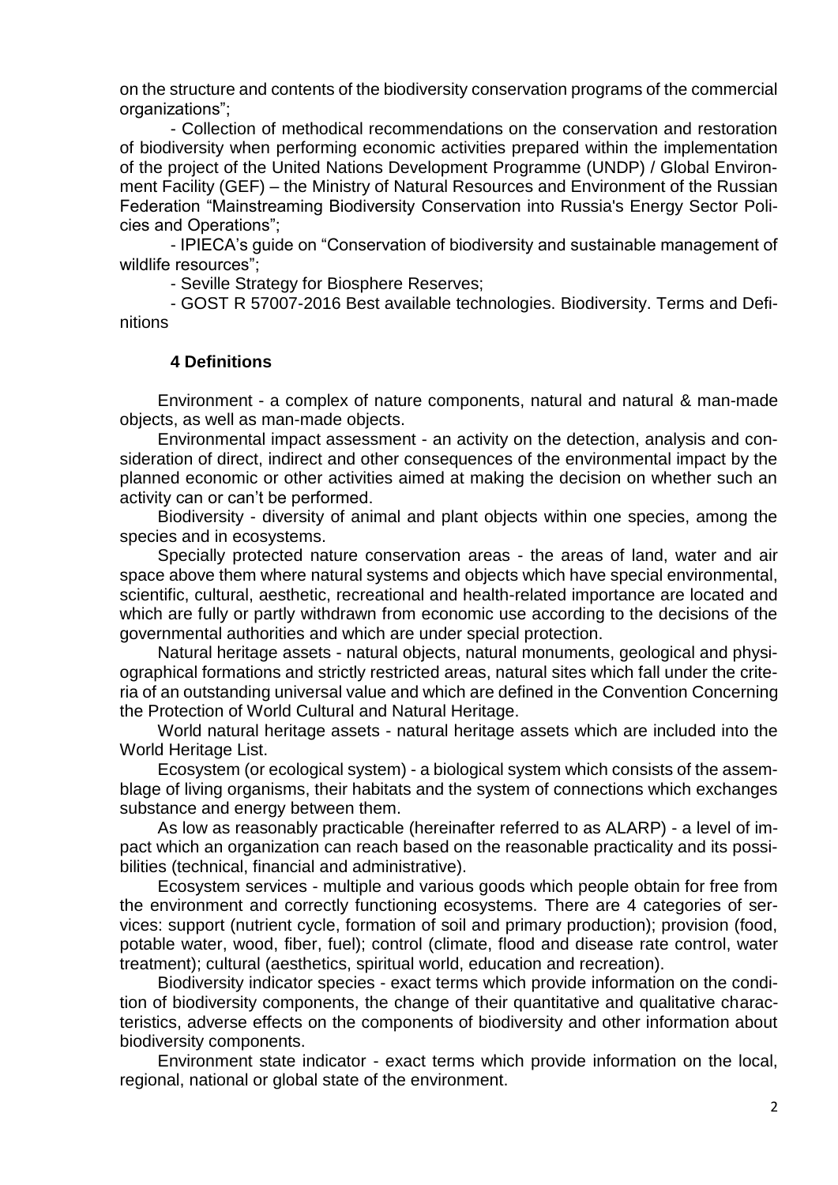on the structure and contents of the biodiversity conservation programs of the commercial organizations";

- Collection of methodical recommendations on the conservation and restoration of biodiversity when performing economic activities prepared within the implementation of the project of the United Nations Development Programme (UNDP) / Global Environment Facility (GEF) – the Ministry of Natural Resources and Environment of the Russian Federation "Mainstreaming Biodiversity Conservation into Russia's Energy Sector Policies and Operations";
- IPIECA's guide on "Conservation of biodiversity and sustainable management of wildlife resources";
- Seville Strategy for Biosphere Reserves;
- GOST R 57007-2016 Best available technologies. Biodiversity. Terms and Definitions

## 4 Definitions

Environment - a complex of nature components, natural and natural & man-made objects, as well as man-made objects.

Environmental impact assessment - an activity on the detection, analysis and consideration of direct, indirect and other consequences of the environmental impact by the planned economic or other activities aimed at making the decision on whether such an activity can or can't be performed.

Biodiversity - diversity of animal and plant objects within one species, among the species and in ecosystems.

Specially protected nature conservation areas - the areas of land, water and air space above them where natural systems and objects which have special environmental, scientific, cultural, aesthetic, recreational and health-related importance are located and which are fully or partly withdrawn from economic use according to the decisions of the governmental authorities and which are under special protection.

Natural heritage assets - natural objects, natural monuments, geological and physiographical formations and strictly restricted areas, natural sites which fall under the criteria of an outstanding universal value and which are defined in the Convention Concerning the Protection of World Cultural and Natural Heritage.

World natural heritage assets - natural heritage assets which are included into the World Heritage List.

Ecosystem (or ecological system) - a biological system which consists of the assemblage of living organisms, their habitats and the system of connections which exchanges substance and energy between them.

As low as reasonably practicable (hereinafter referred to as ALARP) - a level of impact which an organization can reach based on the reasonable practicality and its possibilities (technical, financial and administrative).

Ecosystem services - multiple and various goods which people obtain for free from the environment and correctly functioning ecosystems. There are 4 categories of services: support (nutrient cycle, formation of soil and primary production); provision (food, potable water, wood, fiber, fuel); control (climate, flood and disease rate control, water treatment); cultural (aesthetics, spiritual world, education and recreation).

Biodiversity indicator species - exact terms which provide information on the condition of biodiversity components, the change of their quantitative and qualitative characteristics, adverse effects on the components of biodiversity and other information about biodiversity components.

Environment state indicator - exact terms which provide information on the local, regional, national or global state of the environment.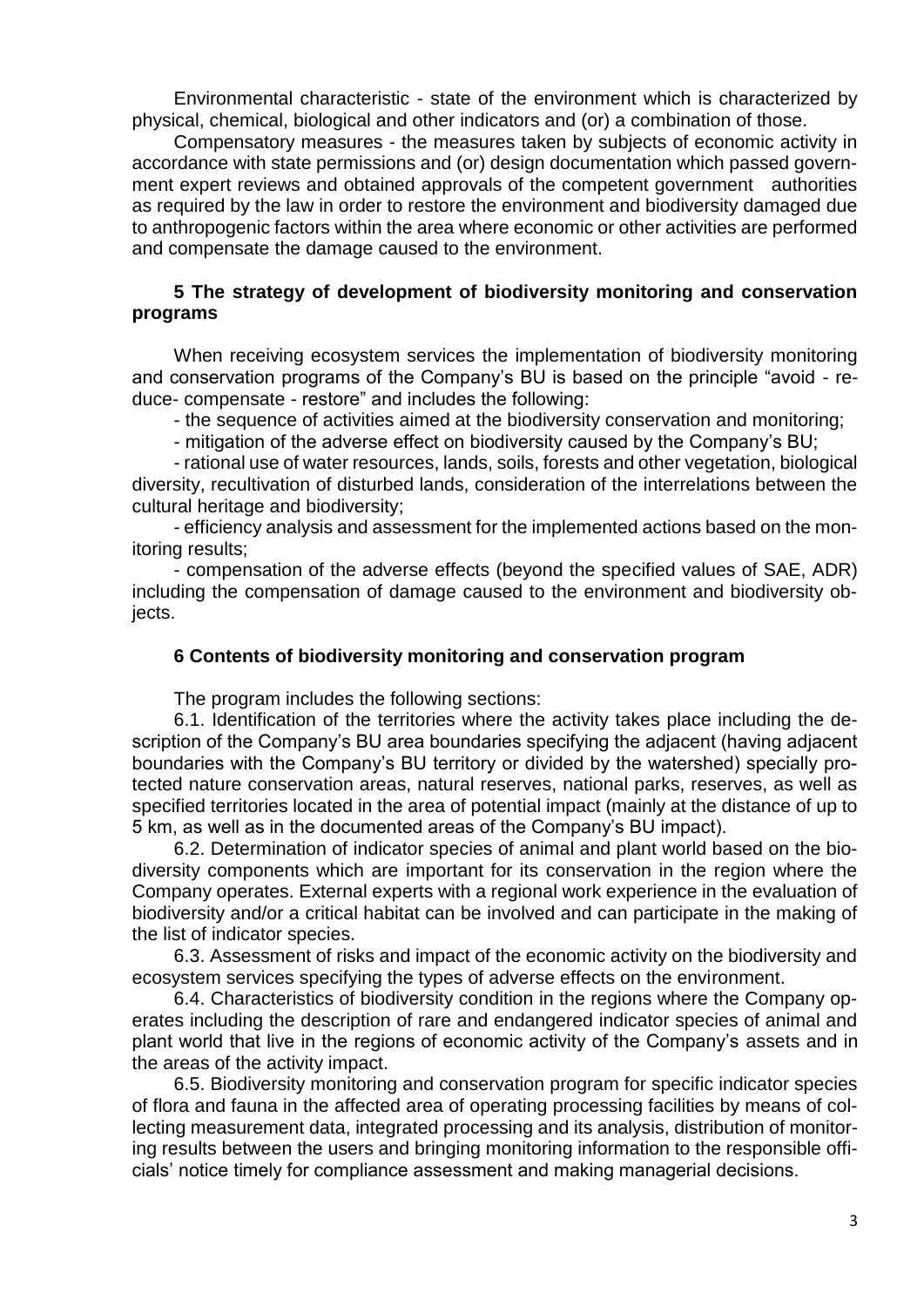Environmental characteristic - state of the environment which is characterized by physical, chemical, biological and other indicators and (or) a combination of those.

Compensatory measures - the measures taken by subjects of economic activity in accordance with state permissions and (or) design documentation which passed government expert reviews and obtained approvals of the competent government authorities as required by the law in order to restore the environment and biodiversity damaged due to anthropogenic factors within the area where economic or other activities are performed and compensate the damage caused to the environment.

## 5 The strategy of development of biodiversity monitoring and conservation programs

When receiving ecosystem services the implementation of biodiversity monitoring and conservation programs of the Company's BU is based on the principle "avoid - reduce- compensate - restore" and includes the following:

- the sequence of activities aimed at the biodiversity conservation and monitoring;
- mitigation of the adverse effect on biodiversity caused by the Company's BU;
- rational use of water resources, lands, soils, forests and other vegetation, biological diversity, recultivation of disturbed lands, consideration of the interrelations between the cultural heritage and biodiversity;
- efficiency analysis and assessment for the implemented actions based on the monitoring results;
- compensation of the adverse effects (beyond the specified values of SAE, ADR) including the compensation of damage caused to the environment and biodiversity objects.

## 6 Contents of biodiversity monitoring and conservation program

The program includes the following sections:

6.1. Identification of the territories where the activity takes place including the description of the Company's BU area boundaries specifying the adjacent (having adjacent boundaries with the Company's BU territory or divided by the watershed) specially protected nature conservation areas, natural reserves, national parks, reserves, as well as specified territories located in the area of potential impact (mainly at the distance of up to 5 km, as well as in the documented areas of the Company's BU impact).

6.2. Determination of indicator species of animal and plant world based on the biodiversity components which are important for its conservation in the region where the Company operates. External experts with a regional work experience in the evaluation of biodiversity and/or a critical habitat can be involved and can participate in the making of the list of indicator species.

6.3. Assessment of risks and impact of the economic activity on the biodiversity and ecosystem services specifying the types of adverse effects on the environment.

6.4. Characteristics of biodiversity condition in the regions where the Company operates including the description of rare and endangered indicator species of animal and plant world that live in the regions of economic activity of the Company's assets and in the areas of the activity impact.

6.5. Biodiversity monitoring and conservation program for specific indicator species of flora and fauna in the affected area of operating processing facilities by means of collecting measurement data, integrated processing and its analysis, distribution of monitoring results between the users and bringing monitoring information to the responsible officials' notice timely for compliance assessment and making managerial decisions.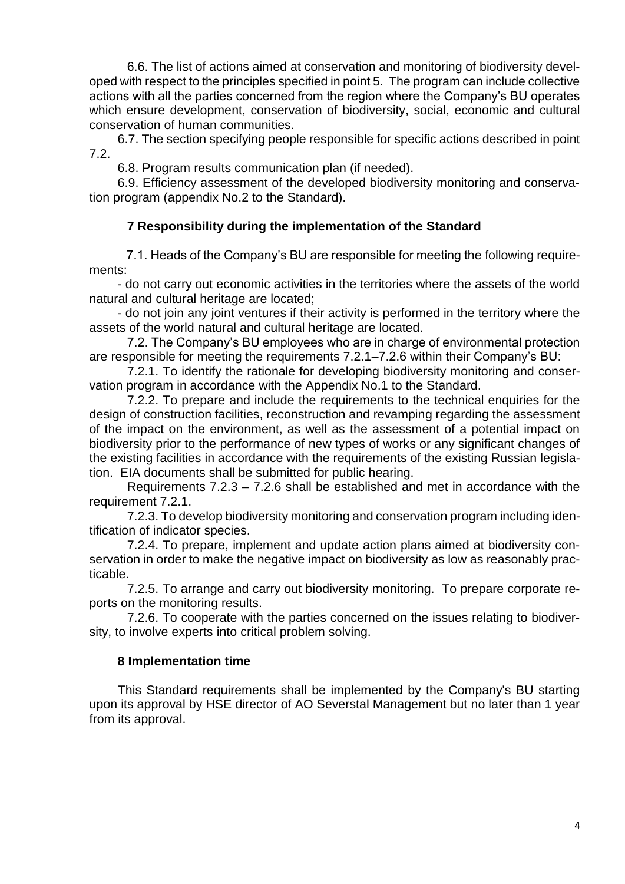6.6. The list of actions aimed at conservation and monitoring of biodiversity developed with respect to the principles specified in point 5. The program can include collective actions with all the parties concerned from the region where the Company's BU operates which ensure development, conservation of biodiversity, social, economic and cultural conservation of human communities.

6.7. The section specifying people responsible for specific actions described in point 7.2.

6.8. Program results communication plan (if needed).

6.9. Efficiency assessment of the developed biodiversity monitoring and conservation program (appendix No.2 to the Standard).

## 7 Responsibility during the implementation of the Standard

7.1. Heads of the Company's BU are responsible for meeting the following requirements:

- do not carry out economic activities in the territories where the assets of the world natural and cultural heritage are located;
- do not join any joint ventures if their activity is performed in the territory where the assets of the world natural and cultural heritage are located.

7.2. The Company's BU employees who are in charge of environmental protection are responsible for meeting the requirements 7.2.1–7.2.6 within their Company's BU:

7.2.1. To identify the rationale for developing biodiversity monitoring and conservation program in accordance with the Appendix No.1 to the Standard.

7.2.2. To prepare and include the requirements to the technical enquiries for the design of construction facilities, reconstruction and revamping regarding the assessment of the impact on the environment, as well as the assessment of a potential impact on biodiversity prior to the performance of new types of works or any significant changes of the existing facilities in accordance with the requirements of the existing Russian legislation. EIA documents shall be submitted for public hearing.

Requirements 7.2.3 – 7.2.6 shall be established and met in accordance with the requirement 7.2.1.

7.2.3. To develop biodiversity monitoring and conservation program including identification of indicator species.

7.2.4. To prepare, implement and update action plans aimed at biodiversity conservation in order to make the negative impact on biodiversity as low as reasonably practicable.

7.2.5. To arrange and carry out biodiversity monitoring. To prepare corporate reports on the monitoring results.

7.2.6. To cooperate with the parties concerned on the issues relating to biodiversity, to involve experts into critical problem solving.

## 8 Implementation time

This Standard requirements shall be implemented by the Company's BU starting upon its approval by HSE director of AO Severstal Management but no later than 1 year from its approval.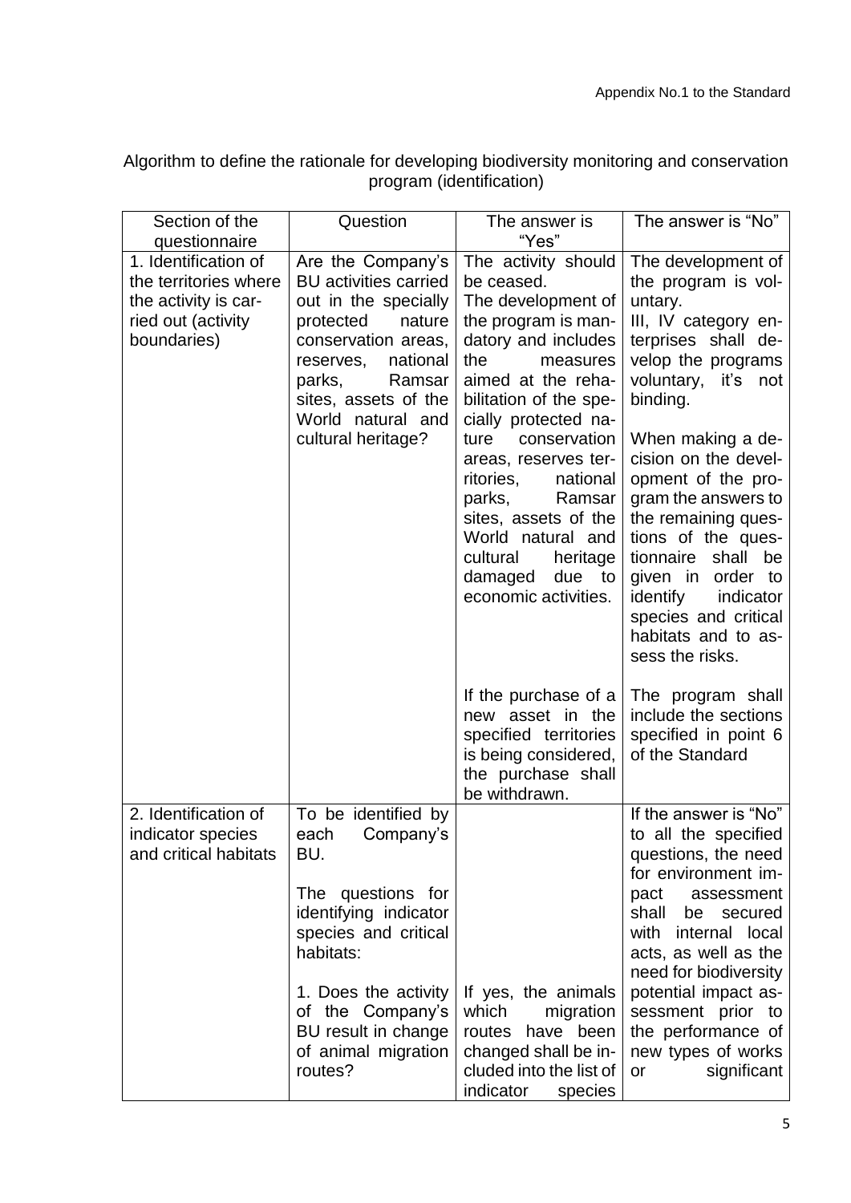Appendix No.1 to the Standard

Algorithm to define the rationale for developing biodiversity monitoring and conservation program (identification)

| Section of the questionnaire | Question | The answer is "Yes" | The answer is "No" |
| --- | --- | --- | --- |
| 1. Identification of the territories where the activity is carried out (activity boundaries) | Are the Company's BU activities carried out in the specially protected nature conservation areas, reserves, national parks, Ramsar sites, assets of the World natural and cultural heritage? | The activity should be ceased.<br>The development of the program is mandatory and includes the measures aimed at the rehabilitation of the specially protected nature conservation areas, reserves territories, national parks, Ramsar sites, assets of the World natural and cultural heritage damaged due to economic activities. | The development of the program is voluntary.<br>III, IV category enterprises shall develop the programs voluntary, it's not binding.<br><br>When making a decision on the development of the program the answers to the remaining questions of the questionnaire shall be given in order to identify indicator species and critical habitats and to assess the risks. |
| | | If the purchase of a new asset in the specified territories is being considered, the purchase shall be withdrawn. | The program shall include the sections specified in point 6 of the Standard |
| 2. Identification of indicator species and critical habitats | To be identified by each Company's BU.<br><br>The questions for identifying indicator species and critical habitats:<br><br>1. Does the activity of the Company's BU result in change of animal migration routes? | If yes, the animals which migration routes have been changed shall be included into the list of indicator species | If the answer is "No" to all the specified questions, the need for environment impact assessment shall be secured with internal local acts, as well as the need for biodiversity potential impact assessment prior to the performance of new types of works or significant |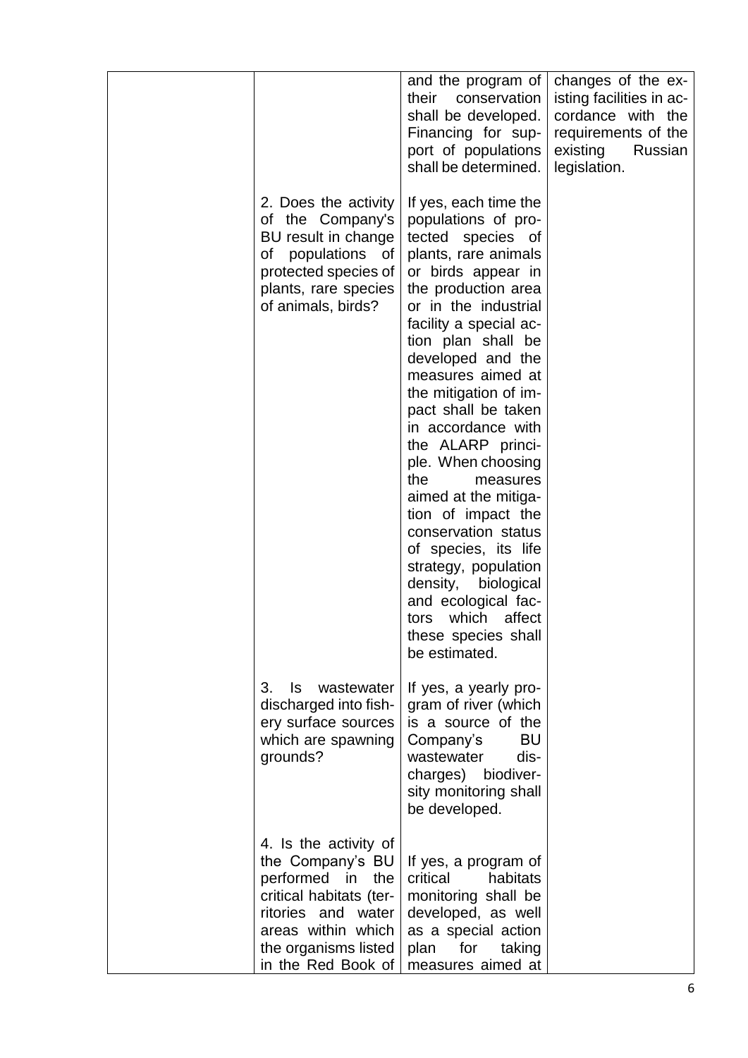| | | | |
|---|---|---|---|
| | | and the program of their conservation shall be developed. Financing for support of populations shall be determined. | changes of the existing facilities in accordance with the requirements of the existing Russian legislation. |
| | 2. Does the activity of the Company's BU result in change of populations of protected species of plants, rare species of animals, birds? | If yes, each time the populations of protected species of plants, rare animals or birds appear in the production area or in the industrial facility a special action plan shall be developed and the measures aimed at the mitigation of impact shall be taken in accordance with the ALARP principle. When choosing the measures aimed at the mitigation of impact the conservation status of species, its life strategy, population density, biological and ecological factors which affect these species shall be estimated. | |
| | 3. Is wastewater discharged into fishery surface sources which are spawning grounds? | If yes, a yearly program of river (which is a source of the Company's BU wastewater discharges) biodiversity monitoring shall be developed. | |
| | 4. Is the activity of the Company's BU performed in the critical habitats (territories and water areas within which the organisms listed in the Red Book of | If yes, a program of critical habitats monitoring shall be developed, as well as a special action plan for taking measures aimed at | |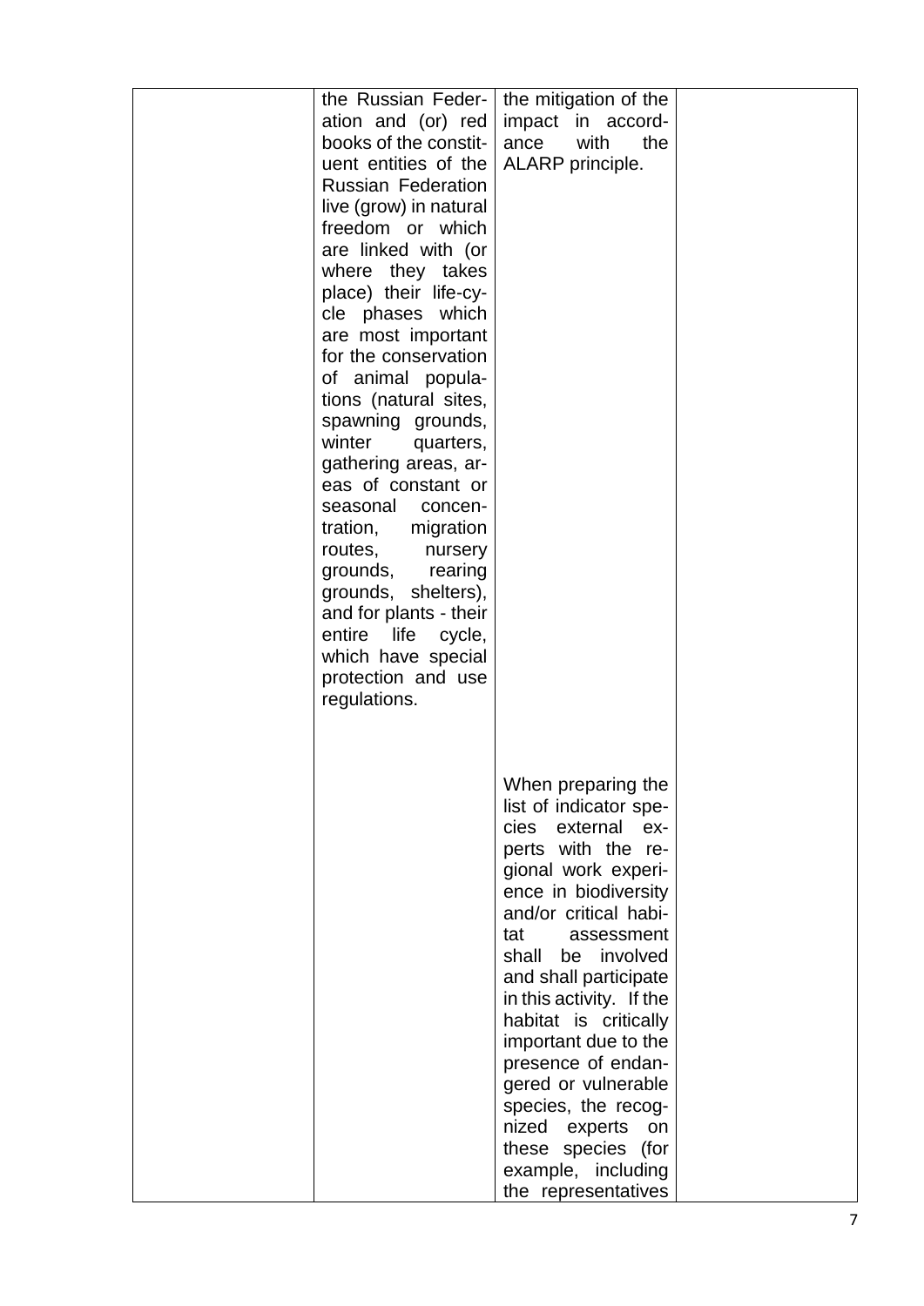| | | | |
|---|---|---|---|
| | the Russian Federation and (or) red books of the constituent entities of the Russian Federation live (grow) in natural freedom or which are linked with (or where they takes place) their life-cycle phases which are most important for the conservation of animal populations (natural sites, spawning grounds, winter quarters, gathering areas, areas of constant or seasonal concentration, migration routes, nursery grounds, rearing grounds, shelters), and for plants - their entire life cycle, which have special protection and use regulations. | the mitigation of the impact in accordance with the ALARP principle. | |
| | | When preparing the list of indicator species external experts with the regional work experience in biodiversity and/or critical habitat assessment shall be involved and shall participate in this activity. If the habitat is critically important due to the presence of endangered or vulnerable species, the recognized experts on these species (for example, including the representatives | |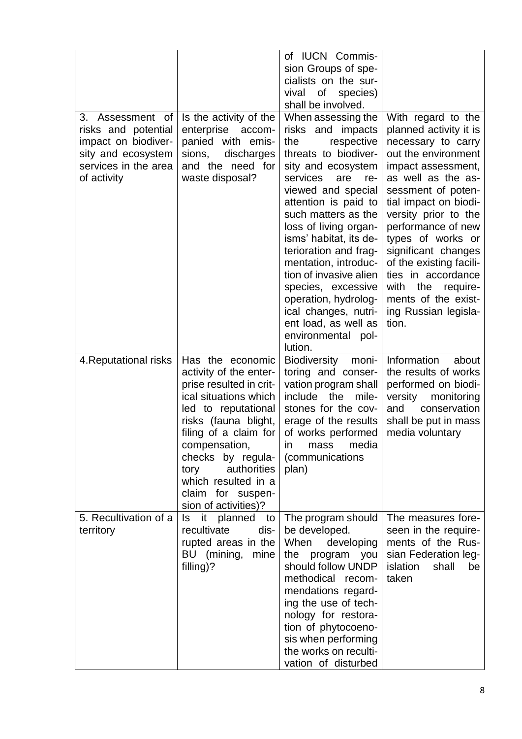|  |  |  |  |
|---|---|---|---|
|  |  | of IUCN Commission Groups of specialists on the survival of species) shall be involved. |  |
| 3. Assessment of risks and potential impact on biodiversity and ecosystem services in the area of activity | Is the activity of the enterprise accompanied with emissions, discharges and the need for waste disposal? | When assessing the risks and impacts the respective threats to biodiversity and ecosystem services are reviewed and special attention is paid to such matters as the loss of living organisms' habitat, its deterioration and fragmentation, introduction of invasive alien species, excessive operation, hydrological changes, nutrient load, as well as environmental pollution. | With regard to the planned activity it is necessary to carry out the environment impact assessment, as well as the assessment of potential impact on biodiversity prior to the performance of new types of works or significant changes of the existing facilities in accordance with the requirements of the existing Russian legislation. |
| 4.Reputational risks | Has the economic activity of the enterprise resulted in critical situations which led to reputational risks (fauna blight, filing of a claim for compensation, checks by regulatory authorities which resulted in a claim for suspension of activities)? | Biodiversity monitoring and conservation program shall include the milestones for the coverage of the results of works performed in mass media (communications plan) | Information about the results of works performed on biodiversity monitoring and conservation shall be put in mass media voluntary |
| 5. Recultivation of a territory | Is it planned to recultivate disrupted areas in the BU (mining, mine filling)? | The program should be developed. When developing the program you should follow UNDP methodical recommendations regarding the use of technology for restoration of phytocoenosis when performing the works on recultivation of disturbed | The measures foreseen in the requirements of the Russian Federation legislation shall be taken |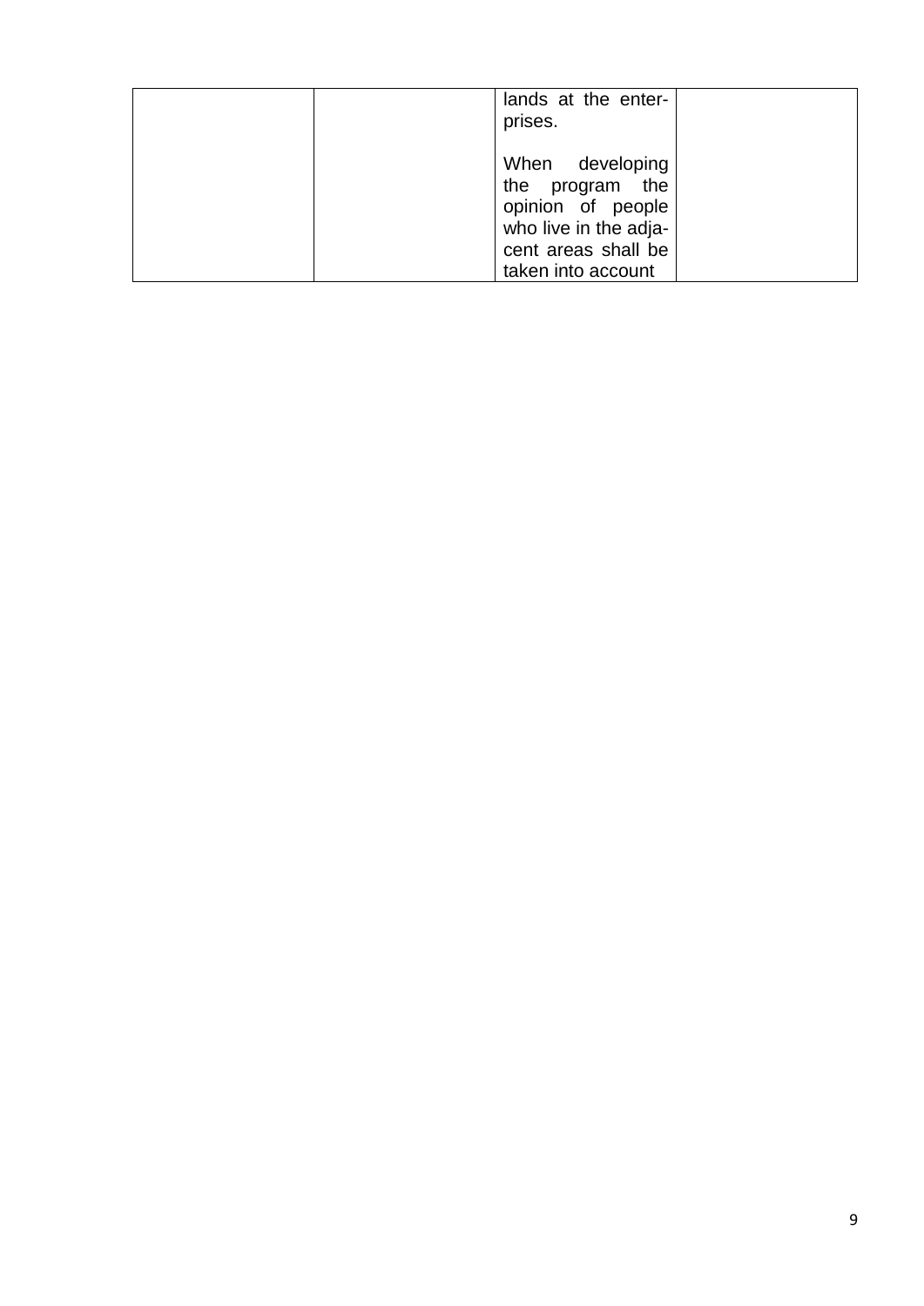| | | | |
|---|---|---|---|
| | | lands at the enterprises.<br><br>When developing the program the opinion of people who live in the adjacent areas shall be taken into account | |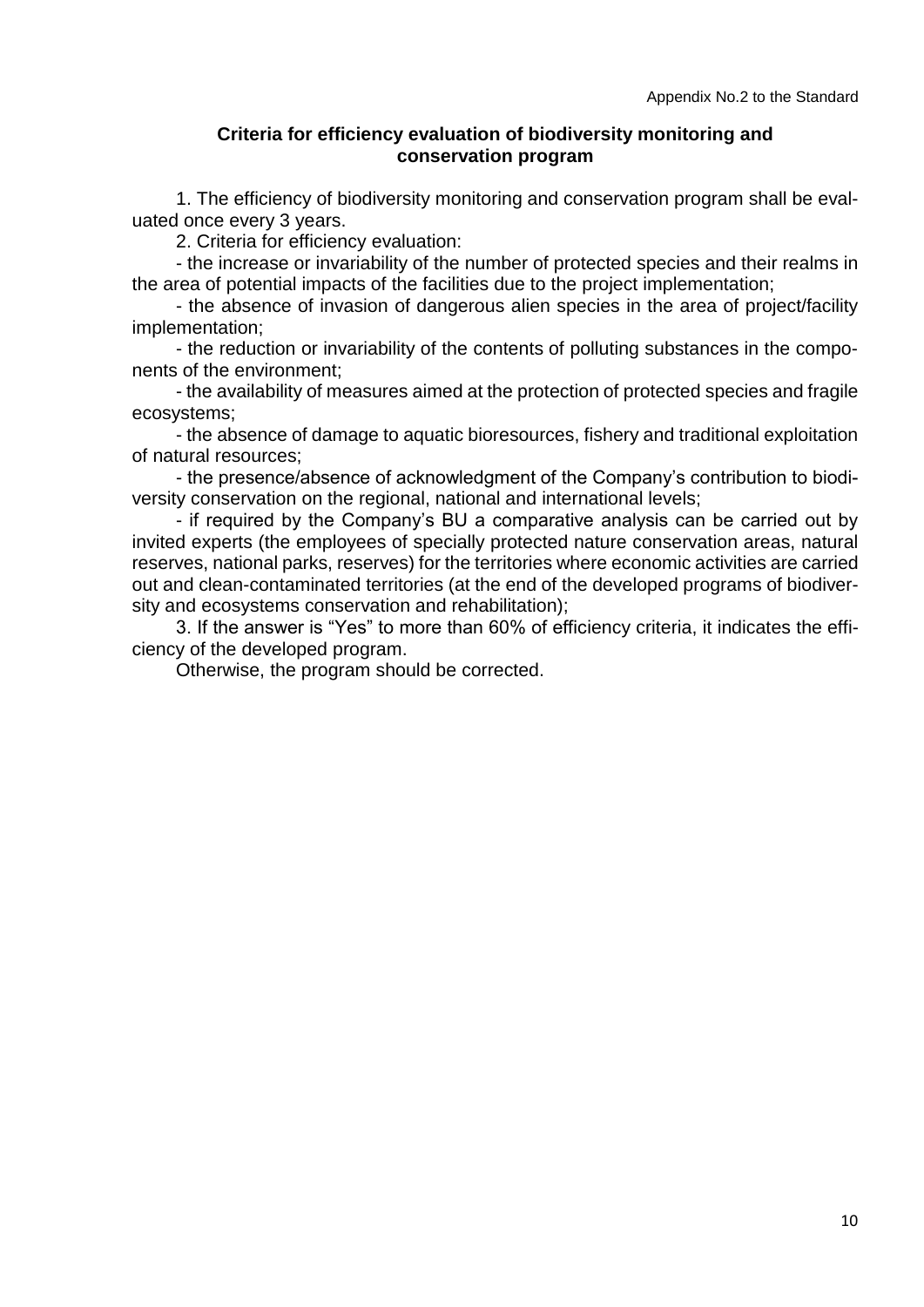Appendix No.2 to the Standard

## Criteria for efficiency evaluation of biodiversity monitoring and conservation program

1. The efficiency of biodiversity monitoring and conservation program shall be evaluated once every 3 years.

2. Criteria for efficiency evaluation:

- the increase or invariability of the number of protected species and their realms in the area of potential impacts of the facilities due to the project implementation;
- the absence of invasion of dangerous alien species in the area of project/facility implementation;
- the reduction or invariability of the contents of polluting substances in the components of the environment;
- the availability of measures aimed at the protection of protected species and fragile ecosystems;
- the absence of damage to aquatic bioresources, fishery and traditional exploitation of natural resources;
- the presence/absence of acknowledgment of the Company's contribution to biodiversity conservation on the regional, national and international levels;
- if required by the Company's BU a comparative analysis can be carried out by invited experts (the employees of specially protected nature conservation areas, natural reserves, national parks, reserves) for the territories where economic activities are carried out and clean-contaminated territories (at the end of the developed programs of biodiversity and ecosystems conservation and rehabilitation);

3. If the answer is "Yes" to more than 60% of efficiency criteria, it indicates the efficiency of the developed program.

Otherwise, the program should be corrected.